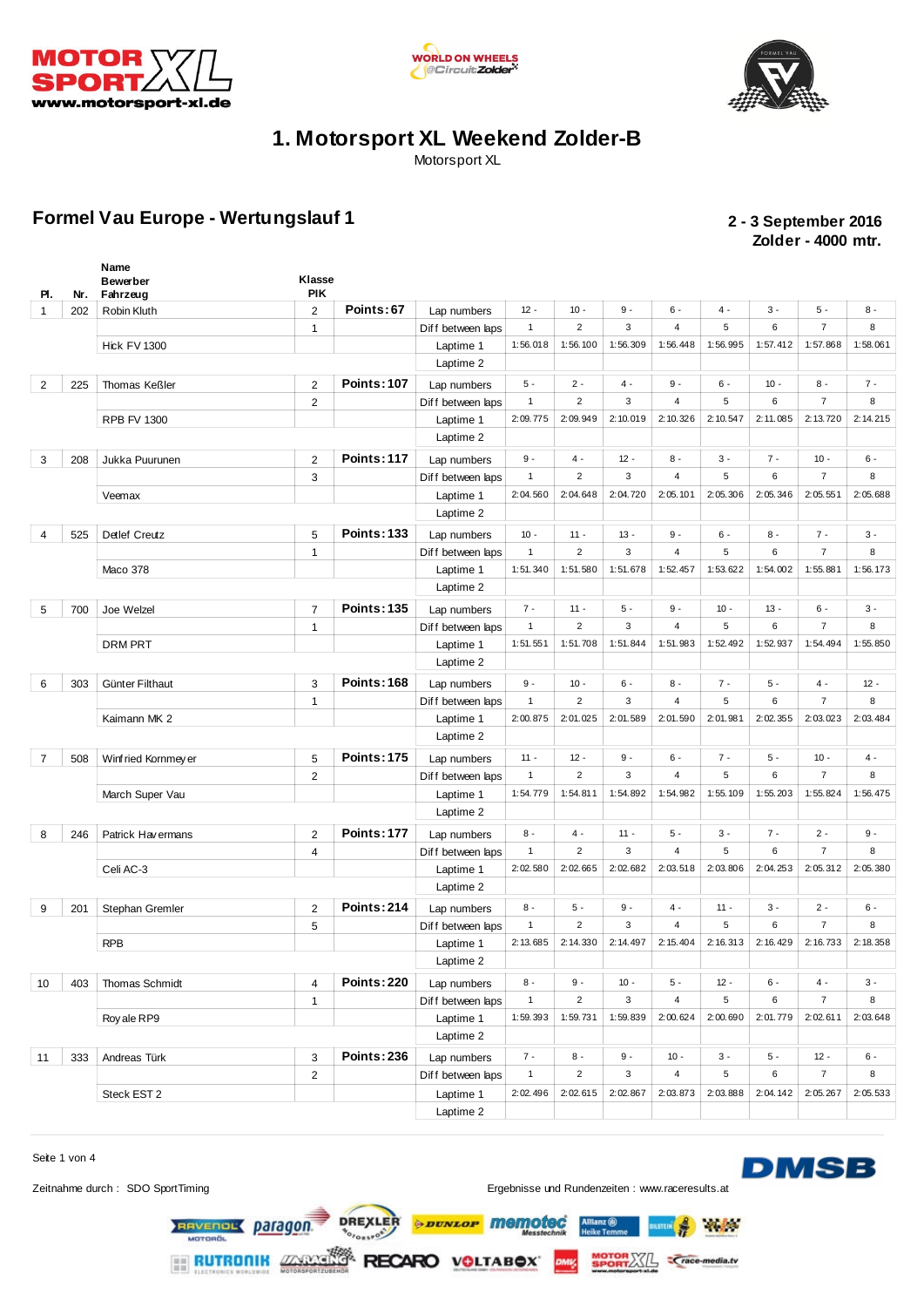# 1. Motorsport XL Weekend Zolder-B

Motorsport XL

## Formel Vau Europe - Wertungslauf 1

**2 - 3 September 2016**
**Zolder - 4000 mtr.**

| Pl. | Nr. | Name / Bewerber / Fahrzeug | Klasse / PIK | | | 1 | 2 | 3 | 4 | 5 | 6 | 7 | 8 |
|---|---|---|---|---|---|---|---|---|---|---|---|---|---|
| 1 | 202 | Robin Kluth | 2 | **Points: 67** | Lap numbers | 12 - | 10 - | 9 - | 6 - | 4 - | 3 - | 5 - | 8 - |
| | | | 1 | | Diff between laps | 1 | 2 | 3 | 4 | 5 | 6 | 7 | 8 |
| | | Hick FV 1300 | | | Laptime 1 | 1:56.018 | 1:56.100 | 1:56.309 | 1:56.448 | 1:56.995 | 1:57.412 | 1:57.868 | 1:58.061 |
| | | | | | Laptime 2 | | | | | | | | |
| 2 | 225 | Thomas Keßler | 2 | **Points: 107** | Lap numbers | 5 - | 2 - | 4 - | 9 - | 6 - | 10 - | 8 - | 7 - |
| | | | 2 | | Diff between laps | 1 | 2 | 3 | 4 | 5 | 6 | 7 | 8 |
| | | RPB FV 1300 | | | Laptime 1 | 2:09.775 | 2:09.949 | 2:10.019 | 2:10.326 | 2:10.547 | 2:11.085 | 2:13.720 | 2:14.215 |
| | | | | | Laptime 2 | | | | | | | | |
| 3 | 208 | Jukka Puurunen | 2 | **Points: 117** | Lap numbers | 9 - | 4 - | 12 - | 8 - | 3 - | 7 - | 10 - | 6 - |
| | | | 3 | | Diff between laps | 1 | 2 | 3 | 4 | 5 | 6 | 7 | 8 |
| | | Veemax | | | Laptime 1 | 2:04.560 | 2:04.648 | 2:04.720 | 2:05.101 | 2:05.306 | 2:05.346 | 2:05.551 | 2:05.688 |
| | | | | | Laptime 2 | | | | | | | | |
| 4 | 525 | Detlef Creutz | 5 | **Points: 133** | Lap numbers | 10 - | 11 - | 13 - | 9 - | 6 - | 8 - | 7 - | 3 - |
| | | | 1 | | Diff between laps | 1 | 2 | 3 | 4 | 5 | 6 | 7 | 8 |
| | | Maco 378 | | | Laptime 1 | 1:51.340 | 1:51.580 | 1:51.678 | 1:52.457 | 1:53.622 | 1:54.002 | 1:55.881 | 1:56.173 |
| | | | | | Laptime 2 | | | | | | | | |
| 5 | 700 | Joe Welzel | 7 | **Points: 135** | Lap numbers | 7 - | 11 - | 5 - | 9 - | 10 - | 13 - | 6 - | 3 - |
| | | | 1 | | Diff between laps | 1 | 2 | 3 | 4 | 5 | 6 | 7 | 8 |
| | | DRM PRT | | | Laptime 1 | 1:51.551 | 1:51.708 | 1:51.844 | 1:51.983 | 1:52.492 | 1:52.937 | 1:54.494 | 1:55.850 |
| | | | | | Laptime 2 | | | | | | | | |
| 6 | 303 | Günter Filthaut | 3 | **Points: 168** | Lap numbers | 9 - | 10 - | 6 - | 8 - | 7 - | 5 - | 4 - | 12 - |
| | | | 1 | | Diff between laps | 1 | 2 | 3 | 4 | 5 | 6 | 7 | 8 |
| | | Kaimann MK 2 | | | Laptime 1 | 2:00.875 | 2:01.025 | 2:01.589 | 2:01.590 | 2:01.981 | 2:02.355 | 2:03.023 | 2:03.484 |
| | | | | | Laptime 2 | | | | | | | | |
| 7 | 508 | Winfried Kornmeyer | 5 | **Points: 175** | Lap numbers | 11 - | 12 - | 9 - | 6 - | 7 - | 5 - | 10 - | 4 - |
| | | | 2 | | Diff between laps | 1 | 2 | 3 | 4 | 5 | 6 | 7 | 8 |
| | | March Super Vau | | | Laptime 1 | 1:54.779 | 1:54.811 | 1:54.892 | 1:54.982 | 1:55.109 | 1:55.203 | 1:55.824 | 1:56.475 |
| | | | | | Laptime 2 | | | | | | | | |
| 8 | 246 | Patrick Havermans | 2 | **Points: 177** | Lap numbers | 8 - | 4 - | 11 - | 5 - | 3 - | 7 - | 2 - | 9 - |
| | | | 4 | | Diff between laps | 1 | 2 | 3 | 4 | 5 | 6 | 7 | 8 |
| | | Celi AC-3 | | | Laptime 1 | 2:02.580 | 2:02.665 | 2:02.682 | 2:03.518 | 2:03.806 | 2:04.253 | 2:05.312 | 2:05.380 |
| | | | | | Laptime 2 | | | | | | | | |
| 9 | 201 | Stephan Gremler | 2 | **Points: 214** | Lap numbers | 8 - | 5 - | 9 - | 4 - | 11 - | 3 - | 2 - | 6 - |
| | | | 5 | | Diff between laps | 1 | 2 | 3 | 4 | 5 | 6 | 7 | 8 |
| | | RPB | | | Laptime 1 | 2:13.685 | 2:14.330 | 2:14.497 | 2:15.404 | 2:16.313 | 2:16.429 | 2:16.733 | 2:18.358 |
| | | | | | Laptime 2 | | | | | | | | |
| 10 | 403 | Thomas Schmidt | 4 | **Points: 220** | Lap numbers | 8 - | 9 - | 10 - | 5 - | 12 - | 6 - | 4 - | 3 - |
| | | | 1 | | Diff between laps | 1 | 2 | 3 | 4 | 5 | 6 | 7 | 8 |
| | | Royale RP9 | | | Laptime 1 | 1:59.393 | 1:59.731 | 1:59.839 | 2:00.624 | 2:00.690 | 2:01.779 | 2:02.611 | 2:03.648 |
| | | | | | Laptime 2 | | | | | | | | |
| 11 | 333 | Andreas Türk | 3 | **Points: 236** | Lap numbers | 7 - | 8 - | 9 - | 10 - | 3 - | 5 - | 12 - | 6 - |
| | | | 2 | | Diff between laps | 1 | 2 | 3 | 4 | 5 | 6 | 7 | 8 |
| | | Steck EST 2 | | | Laptime 1 | 2:02.496 | 2:02.615 | 2:02.867 | 2:03.873 | 2:03.888 | 2:04.142 | 2:05.267 | 2:05.533 |
| | | | | | Laptime 2 | | | | | | | | |

Zeitnahme durch : SDO SportTiming

Ergebnisse und Rundenzeiten : www.raceresults.at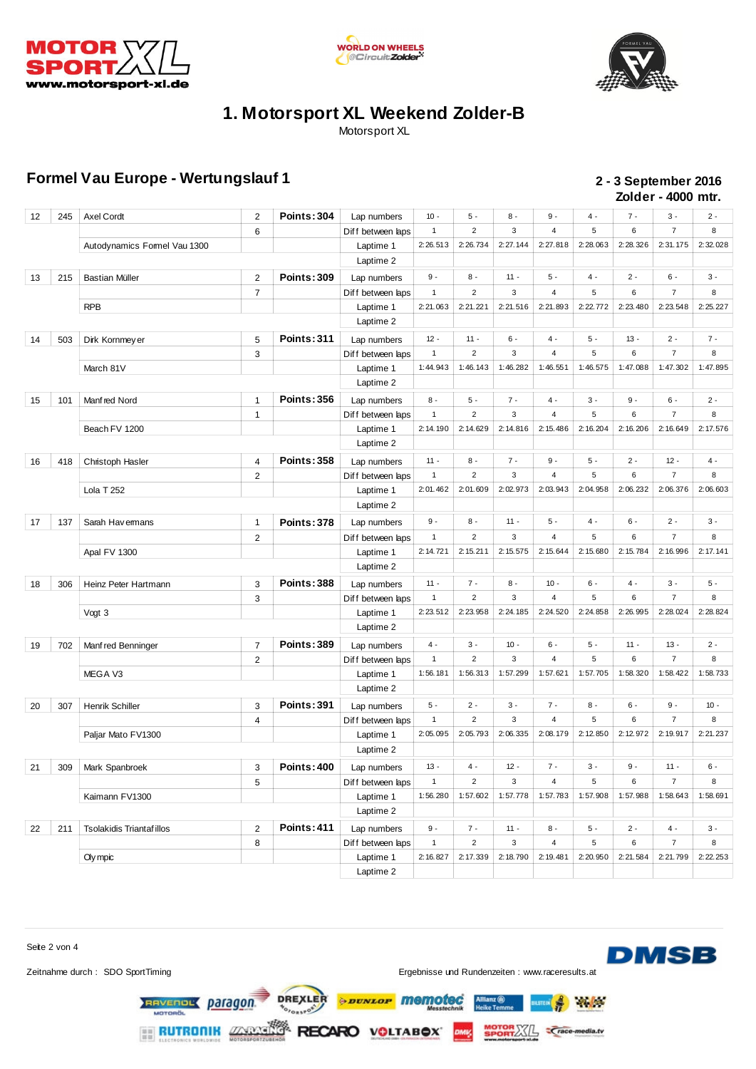# 1. Motorsport XL Weekend Zolder-B

Motorsport XL

## Formel Vau Europe - Wertungslauf 1

**2 - 3 September 2016**
**Zolder - 4000 mtr.**

| | | | | | | | | | | | | | |
|---|---|---|---|---|---|---|---|---|---|---|---|---|---|
| 12 | 245 | Axel Cordt | 2 | **Points: 304** | Lap numbers | 10 - | 5 - | 8 - | 9 - | 4 - | 7 - | 3 - | 2 - |
| | | | 6 | | Diff between laps | 1 | 2 | 3 | 4 | 5 | 6 | 7 | 8 |
| | | Autodynamics Formel Vau 1300 | | | Laptime 1 | 2:26.513 | 2:26.734 | 2:27.144 | 2:27.818 | 2:28.063 | 2:28.326 | 2:31.175 | 2:32.028 |
| | | | | | Laptime 2 | | | | | | | | |
| 13 | 215 | Bastian Müller | 2 | **Points: 309** | Lap numbers | 9 - | 8 - | 11 - | 5 - | 4 - | 2 - | 6 - | 3 - |
| | | | 7 | | Diff between laps | 1 | 2 | 3 | 4 | 5 | 6 | 7 | 8 |
| | | RPB | | | Laptime 1 | 2:21.063 | 2:21.221 | 2:21.516 | 2:21.893 | 2:22.772 | 2:23.480 | 2:23.548 | 2:25.227 |
| | | | | | Laptime 2 | | | | | | | | |
| 14 | 503 | Dirk Kornmeyer | 5 | **Points: 311** | Lap numbers | 12 - | 11 - | 6 - | 4 - | 5 - | 13 - | 2 - | 7 - |
| | | | 3 | | Diff between laps | 1 | 2 | 3 | 4 | 5 | 6 | 7 | 8 |
| | | March 81V | | | Laptime 1 | 1:44.943 | 1:46.143 | 1:46.282 | 1:46.551 | 1:46.575 | 1:47.088 | 1:47.302 | 1:47.895 |
| | | | | | Laptime 2 | | | | | | | | |
| 15 | 101 | Manfred Nord | 1 | **Points: 356** | Lap numbers | 8 - | 5 - | 7 - | 4 - | 3 - | 9 - | 6 - | 2 - |
| | | | 1 | | Diff between laps | 1 | 2 | 3 | 4 | 5 | 6 | 7 | 8 |
| | | Beach FV 1200 | | | Laptime 1 | 2:14.190 | 2:14.629 | 2:14.816 | 2:15.486 | 2:16.204 | 2:16.206 | 2:16.649 | 2:17.576 |
| | | | | | Laptime 2 | | | | | | | | |
| 16 | 418 | Christoph Hasler | 4 | **Points: 358** | Lap numbers | 11 - | 8 - | 7 - | 9 - | 5 - | 2 - | 12 - | 4 - |
| | | | 2 | | Diff between laps | 1 | 2 | 3 | 4 | 5 | 6 | 7 | 8 |
| | | Lola T 252 | | | Laptime 1 | 2:01.462 | 2:01.609 | 2:02.973 | 2:03.943 | 2:04.958 | 2:06.232 | 2:06.376 | 2:06.603 |
| | | | | | Laptime 2 | | | | | | | | |
| 17 | 137 | Sarah Havermans | 1 | **Points: 378** | Lap numbers | 9 - | 8 - | 11 - | 5 - | 4 - | 6 - | 2 - | 3 - |
| | | | 2 | | Diff between laps | 1 | 2 | 3 | 4 | 5 | 6 | 7 | 8 |
| | | Apal FV 1300 | | | Laptime 1 | 2:14.721 | 2:15.211 | 2:15.575 | 2:15.644 | 2:15.680 | 2:15.784 | 2:16.996 | 2:17.141 |
| | | | | | Laptime 2 | | | | | | | | |
| 18 | 306 | Heinz Peter Hartmann | 3 | **Points: 388** | Lap numbers | 11 - | 7 - | 8 - | 10 - | 6 - | 4 - | 3 - | 5 - |
| | | | 3 | | Diff between laps | 1 | 2 | 3 | 4 | 5 | 6 | 7 | 8 |
| | | Vogt 3 | | | Laptime 1 | 2:23.512 | 2:23.958 | 2:24.185 | 2:24.520 | 2:24.858 | 2:26.995 | 2:28.024 | 2:28.824 |
| | | | | | Laptime 2 | | | | | | | | |
| 19 | 702 | Manfred Benninger | 7 | **Points: 389** | Lap numbers | 4 - | 3 - | 10 - | 6 - | 5 - | 11 - | 13 - | 2 - |
| | | | 2 | | Diff between laps | 1 | 2 | 3 | 4 | 5 | 6 | 7 | 8 |
| | | MEGA V3 | | | Laptime 1 | 1:56.181 | 1:56.313 | 1:57.299 | 1:57.621 | 1:57.705 | 1:58.320 | 1:58.422 | 1:58.733 |
| | | | | | Laptime 2 | | | | | | | | |
| 20 | 307 | Henrik Schiller | 3 | **Points: 391** | Lap numbers | 5 - | 2 - | 3 - | 7 - | 8 - | 6 - | 9 - | 10 - |
| | | | 4 | | Diff between laps | 1 | 2 | 3 | 4 | 5 | 6 | 7 | 8 |
| | | Paljar Mato FV1300 | | | Laptime 1 | 2:05.095 | 2:05.793 | 2:06.335 | 2:08.179 | 2:12.850 | 2:12.972 | 2:19.917 | 2:21.237 |
| | | | | | Laptime 2 | | | | | | | | |
| 21 | 309 | Mark Spanbroek | 3 | **Points: 400** | Lap numbers | 13 - | 4 - | 12 - | 7 - | 3 - | 9 - | 11 - | 6 - |
| | | | 5 | | Diff between laps | 1 | 2 | 3 | 4 | 5 | 6 | 7 | 8 |
| | | Kaimann FV1300 | | | Laptime 1 | 1:56.280 | 1:57.602 | 1:57.778 | 1:57.783 | 1:57.908 | 1:57.988 | 1:58.643 | 1:58.691 |
| | | | | | Laptime 2 | | | | | | | | |
| 22 | 211 | Tsolakidis Triantafillos | 2 | **Points: 411** | Lap numbers | 9 - | 7 - | 11 - | 8 - | 5 - | 2 - | 4 - | 3 - |
| | | | 8 | | Diff between laps | 1 | 2 | 3 | 4 | 5 | 6 | 7 | 8 |
| | | Olympic | | | Laptime 1 | 2:16.827 | 2:17.339 | 2:18.790 | 2:19.481 | 2:20.950 | 2:21.584 | 2:21.799 | 2:22.253 |
| | | | | | Laptime 2 | | | | | | | | |

Zeitnahme durch : SDO SportTiming

Ergebnisse und Rundenzeiten : www.raceresults.at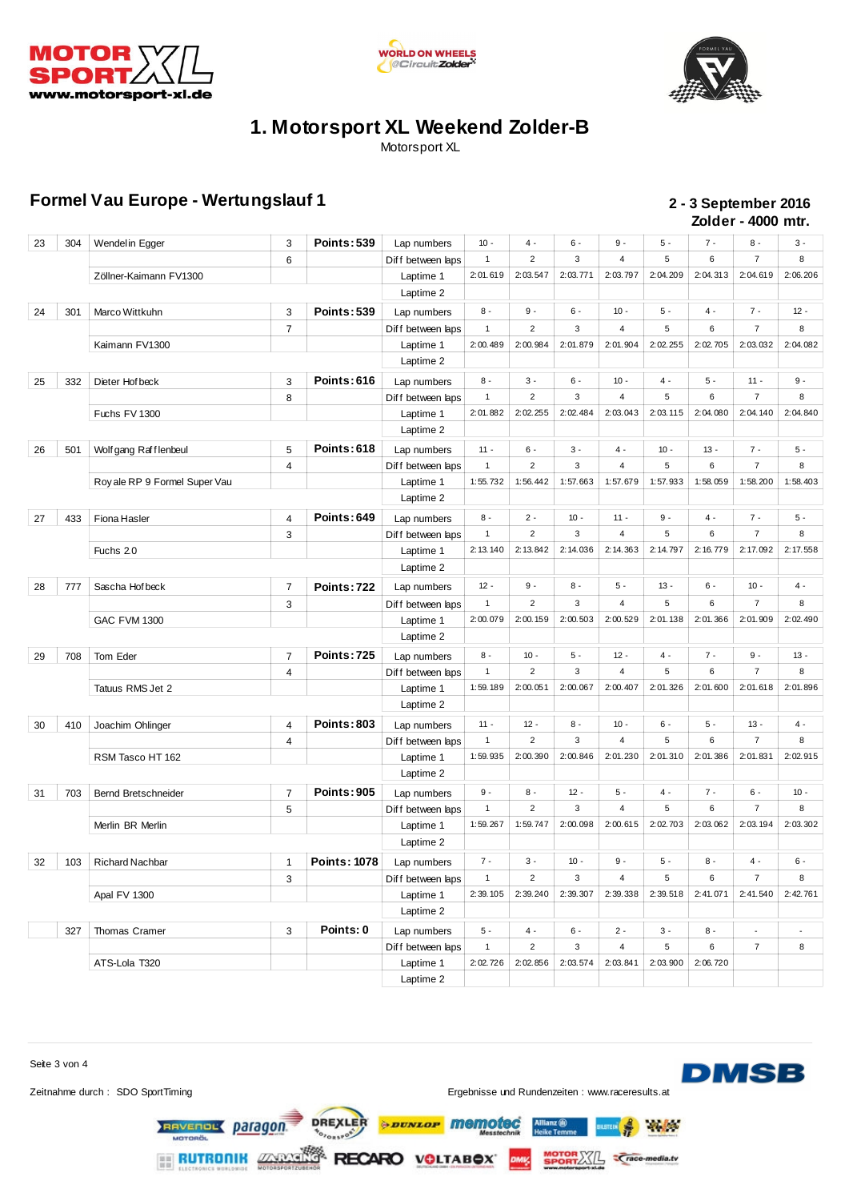# 1. Motorsport XL Weekend Zolder-B

Motorsport XL

## Formel Vau Europe - Wertungslauf 1

**2 - 3 September 2016**
**Zolder - 4000 mtr.**

| Pos | Nr | Driver / Car | | Points | | 1 | 2 | 3 | 4 | 5 | 6 | 7 | 8 |
|---|---|---|---|---|---|---|---|---|---|---|---|---|---|
| 23 | 304 | Wendelin Egger | 3 | Points: 539 | Lap numbers | 10 - | 4 - | 6 - | 9 - | 5 - | 7 - | 8 - | 3 - |
| | | | 6 | | Diff between laps | 1 | 2 | 3 | 4 | 5 | 6 | 7 | 8 |
| | | Zöllner-Kaimann FV1300 | | | Laptime 1 | 2:01.619 | 2:03.547 | 2:03.771 | 2:03.797 | 2:04.209 | 2:04.313 | 2:04.619 | 2:06.206 |
| | | | | | Laptime 2 | | | | | | | | |
| 24 | 301 | Marco Wittkuhn | 3 | Points: 539 | Lap numbers | 8 - | 9 - | 6 - | 10 - | 5 - | 4 - | 7 - | 12 - |
| | | | 7 | | Diff between laps | 1 | 2 | 3 | 4 | 5 | 6 | 7 | 8 |
| | | Kaimann FV1300 | | | Laptime 1 | 2:00.489 | 2:00.984 | 2:01.879 | 2:01.904 | 2:02.255 | 2:02.705 | 2:03.032 | 2:04.082 |
| | | | | | Laptime 2 | | | | | | | | |
| 25 | 332 | Dieter Hofbeck | 3 | Points: 616 | Lap numbers | 8 - | 3 - | 6 - | 10 - | 4 - | 5 - | 11 - | 9 - |
| | | | 8 | | Diff between laps | 1 | 2 | 3 | 4 | 5 | 6 | 7 | 8 |
| | | Fuchs FV 1300 | | | Laptime 1 | 2:01.882 | 2:02.255 | 2:02.484 | 2:03.043 | 2:03.115 | 2:04.080 | 2:04.140 | 2:04.840 |
| | | | | | Laptime 2 | | | | | | | | |
| 26 | 501 | Wolfgang Rafflenbeul | 5 | Points: 618 | Lap numbers | 11 - | 6 - | 3 - | 4 - | 10 - | 13 - | 7 - | 5 - |
| | | | 4 | | Diff between laps | 1 | 2 | 3 | 4 | 5 | 6 | 7 | 8 |
| | | Royale RP 9 Formel Super Vau | | | Laptime 1 | 1:55.732 | 1:56.442 | 1:57.663 | 1:57.679 | 1:57.933 | 1:58.059 | 1:58.200 | 1:58.403 |
| | | | | | Laptime 2 | | | | | | | | |
| 27 | 433 | Fiona Hasler | 4 | Points: 649 | Lap numbers | 8 - | 2 - | 10 - | 11 - | 9 - | 4 - | 7 - | 5 - |
| | | | 3 | | Diff between laps | 1 | 2 | 3 | 4 | 5 | 6 | 7 | 8 |
| | | Fuchs 2.0 | | | Laptime 1 | 2:13.140 | 2:13.842 | 2:14.036 | 2:14.363 | 2:14.797 | 2:16.779 | 2:17.092 | 2:17.558 |
| | | | | | Laptime 2 | | | | | | | | |
| 28 | 777 | Sascha Hofbeck | 7 | Points: 722 | Lap numbers | 12 - | 9 - | 8 - | 5 - | 13 - | 6 - | 10 - | 4 - |
| | | | 3 | | Diff between laps | 1 | 2 | 3 | 4 | 5 | 6 | 7 | 8 |
| | | GAC FVM 1300 | | | Laptime 1 | 2:00.079 | 2:00.159 | 2:00.503 | 2:00.529 | 2:01.138 | 2:01.366 | 2:01.909 | 2:02.490 |
| | | | | | Laptime 2 | | | | | | | | |
| 29 | 708 | Tom Eder | 7 | Points: 725 | Lap numbers | 8 - | 10 - | 5 - | 12 - | 4 - | 7 - | 9 - | 13 - |
| | | | 4 | | Diff between laps | 1 | 2 | 3 | 4 | 5 | 6 | 7 | 8 |
| | | Tatuus RMS Jet 2 | | | Laptime 1 | 1:59.189 | 2:00.051 | 2:00.067 | 2:00.407 | 2:01.326 | 2:01.600 | 2:01.618 | 2:01.896 |
| | | | | | Laptime 2 | | | | | | | | |
| 30 | 410 | Joachim Ohlinger | 4 | Points: 803 | Lap numbers | 11 - | 12 - | 8 - | 10 - | 6 - | 5 - | 13 - | 4 - |
| | | | 4 | | Diff between laps | 1 | 2 | 3 | 4 | 5 | 6 | 7 | 8 |
| | | RSM Tasco HT 162 | | | Laptime 1 | 1:59.935 | 2:00.390 | 2:00.846 | 2:01.230 | 2:01.310 | 2:01.386 | 2:01.831 | 2:02.915 |
| | | | | | Laptime 2 | | | | | | | | |
| 31 | 703 | Bernd Bretschneider | 7 | Points: 905 | Lap numbers | 9 - | 8 - | 12 - | 5 - | 4 - | 7 - | 6 - | 10 - |
| | | | 5 | | Diff between laps | 1 | 2 | 3 | 4 | 5 | 6 | 7 | 8 |
| | | Merlin BR Merlin | | | Laptime 1 | 1:59.267 | 1:59.747 | 2:00.098 | 2:00.615 | 2:02.703 | 2:03.062 | 2:03.194 | 2:03.302 |
| | | | | | Laptime 2 | | | | | | | | |
| 32 | 103 | Richard Nachbar | 1 | Points: 1078 | Lap numbers | 7 - | 3 - | 10 - | 9 - | 5 - | 8 - | 4 - | 6 - |
| | | | 3 | | Diff between laps | 1 | 2 | 3 | 4 | 5 | 6 | 7 | 8 |
| | | Apal FV 1300 | | | Laptime 1 | 2:39.105 | 2:39.240 | 2:39.307 | 2:39.338 | 2:39.518 | 2:41.071 | 2:41.540 | 2:42.761 |
| | | | | | Laptime 2 | | | | | | | | |
| | 327 | Thomas Cramer | 3 | Points: 0 | Lap numbers | 5 - | 4 - | 6 - | 2 - | 3 - | 8 - | - | - |
| | | | | | Diff between laps | 1 | 2 | 3 | 4 | 5 | 6 | 7 | 8 |
| | | ATS-Lola T320 | | | Laptime 1 | 2:02.726 | 2:02.856 | 2:03.574 | 2:03.841 | 2:03.900 | 2:06.720 | | |
| | | | | | Laptime 2 | | | | | | | | |

Zeitnahme durch : SDO SportTiming

Ergebnisse und Rundenzeiten : www.raceresults.at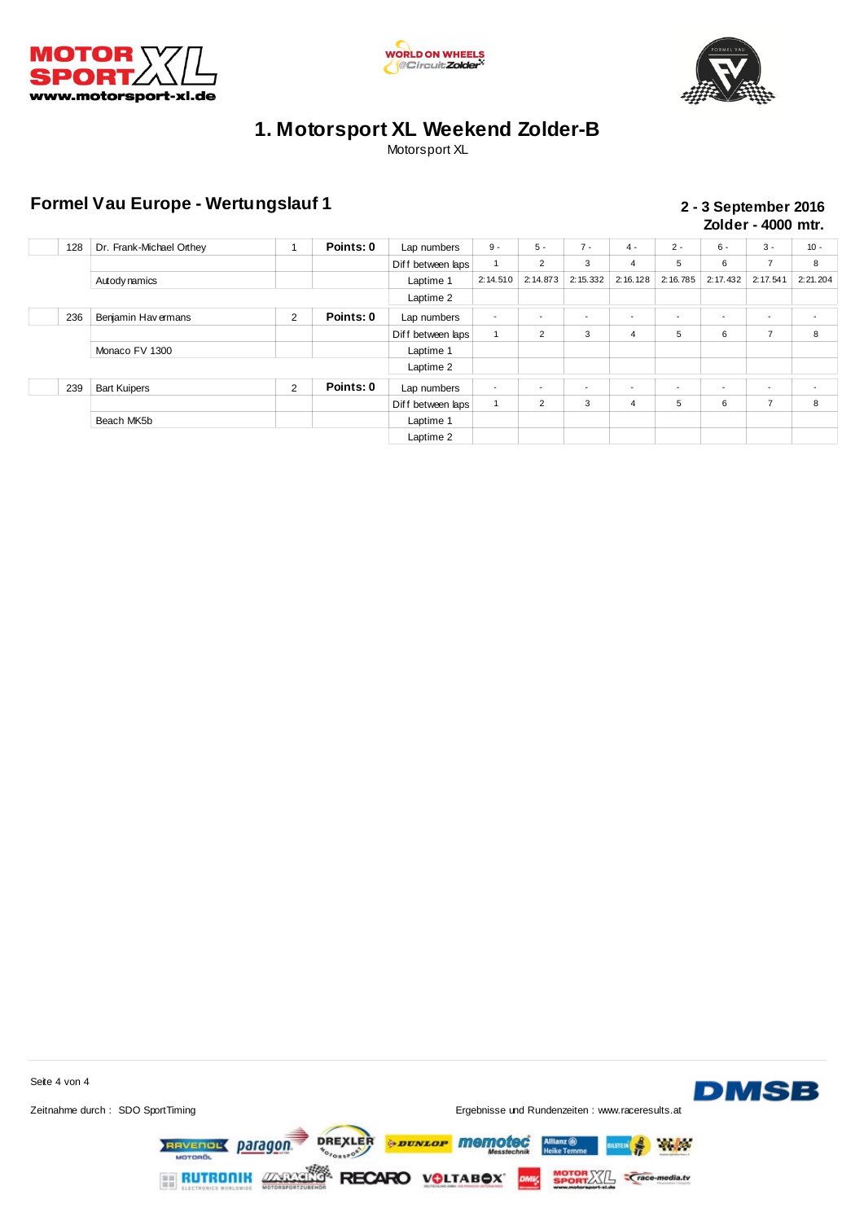# 1. Motorsport XL Weekend Zolder-B

Motorsport XL

## Formel Vau Europe - Wertungslauf 1

**2 - 3 September 2016**
**Zolder - 4000 mtr.**

| | | | | | | | | | | | | | |
|---|---|---|---|---|---|---|---|---|---|---|---|---|---|
| | 128 | Dr. Frank-Michael Orthey | 1 | **Points: 0** | Lap numbers | 9 - | 5 - | 7 - | 4 - | 2 - | 6 - | 3 - | 10 - |
| | | | | | Diff between laps | 1 | 2 | 3 | 4 | 5 | 6 | 7 | 8 |
| | | Autodynamics | | | Laptime 1 | 2:14.510 | 2:14.873 | 2:15.332 | 2:16.128 | 2:16.785 | 2:17.432 | 2:17.541 | 2:21.204 |
| | | | | | Laptime 2 | | | | | | | | |
| | 236 | Benjamin Havermans | 2 | **Points: 0** | Lap numbers | - | - | - | - | - | - | - | - |
| | | | | | Diff between laps | 1 | 2 | 3 | 4 | 5 | 6 | 7 | 8 |
| | | Monaco FV 1300 | | | Laptime 1 | | | | | | | | |
| | | | | | Laptime 2 | | | | | | | | |
| | 239 | Bart Kuipers | 2 | **Points: 0** | Lap numbers | - | - | - | - | - | - | - | - |
| | | | | | Diff between laps | 1 | 2 | 3 | 4 | 5 | 6 | 7 | 8 |
| | | Beach MK5b | | | Laptime 1 | | | | | | | | |
| | | | | | Laptime 2 | | | | | | | | |

Zeitnahme durch : SDO SportTiming

Ergebnisse und Rundenzeiten : www.raceresults.at